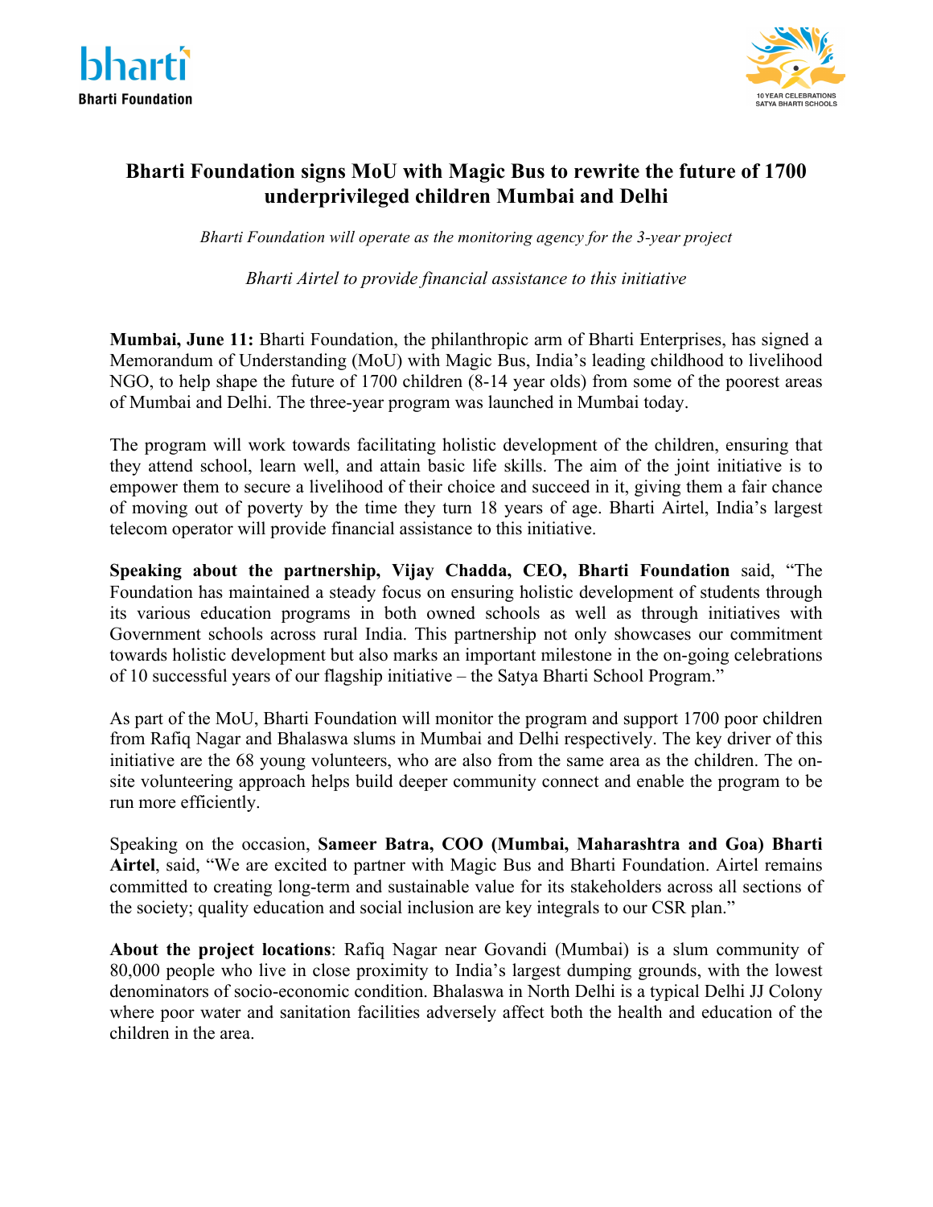# Bharti Foundation signs MoU with Magic Bus to rewrite the future of 1700 underprivileged children Mumbai and Delhi

*Bharti Foundation will operate as the monitoring agency for the 3-year project*

*Bharti Airtel to provide financial assistance to this initiative*

**Mumbai, June 11:** Bharti Foundation, the philanthropic arm of Bharti Enterprises, has signed a Memorandum of Understanding (MoU) with Magic Bus, India's leading childhood to livelihood NGO, to help shape the future of 1700 children (8-14 year olds) from some of the poorest areas of Mumbai and Delhi. The three-year program was launched in Mumbai today.

The program will work towards facilitating holistic development of the children, ensuring that they attend school, learn well, and attain basic life skills. The aim of the joint initiative is to empower them to secure a livelihood of their choice and succeed in it, giving them a fair chance of moving out of poverty by the time they turn 18 years of age. Bharti Airtel, India's largest telecom operator will provide financial assistance to this initiative.

**Speaking about the partnership, Vijay Chadda, CEO, Bharti Foundation** said, "The Foundation has maintained a steady focus on ensuring holistic development of students through its various education programs in both owned schools as well as through initiatives with Government schools across rural India. This partnership not only showcases our commitment towards holistic development but also marks an important milestone in the on-going celebrations of 10 successful years of our flagship initiative – the Satya Bharti School Program."

As part of the MoU, Bharti Foundation will monitor the program and support 1700 poor children from Rafiq Nagar and Bhalaswa slums in Mumbai and Delhi respectively. The key driver of this initiative are the 68 young volunteers, who are also from the same area as the children. The on-site volunteering approach helps build deeper community connect and enable the program to be run more efficiently.

Speaking on the occasion, **Sameer Batra, COO (Mumbai, Maharashtra and Goa) Bharti Airtel**, said, "We are excited to partner with Magic Bus and Bharti Foundation. Airtel remains committed to creating long-term and sustainable value for its stakeholders across all sections of the society; quality education and social inclusion are key integrals to our CSR plan."

**About the project locations**: Rafiq Nagar near Govandi (Mumbai) is a slum community of 80,000 people who live in close proximity to India's largest dumping grounds, with the lowest denominators of socio-economic condition. Bhalaswa in North Delhi is a typical Delhi JJ Colony where poor water and sanitation facilities adversely affect both the health and education of the children in the area.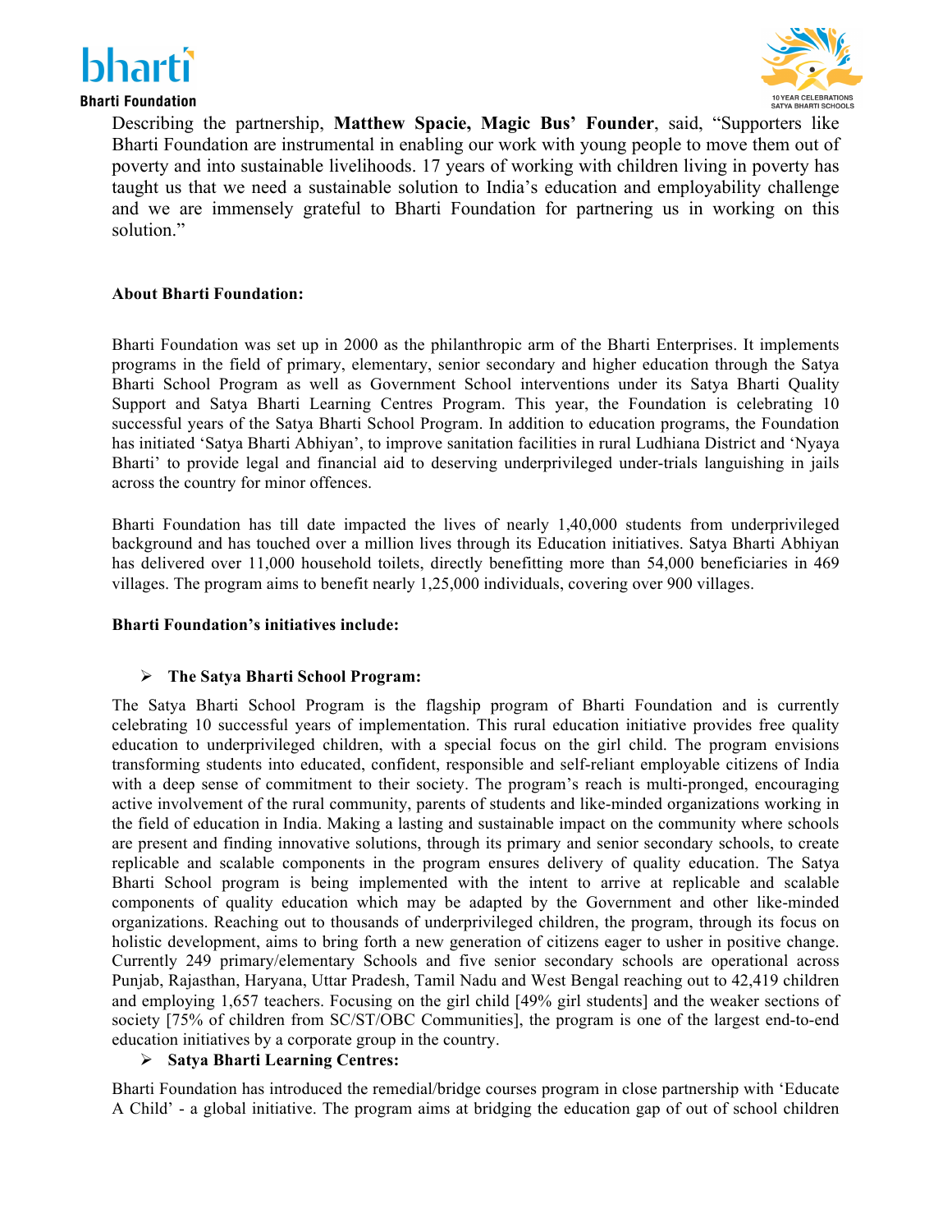Describing the partnership, **Matthew Spacie, Magic Bus' Founder**, said, "Supporters like Bharti Foundation are instrumental in enabling our work with young people to move them out of poverty and into sustainable livelihoods. 17 years of working with children living in poverty has taught us that we need a sustainable solution to India's education and employability challenge and we are immensely grateful to Bharti Foundation for partnering us in working on this solution."

**About Bharti Foundation:**

Bharti Foundation was set up in 2000 as the philanthropic arm of the Bharti Enterprises. It implements programs in the field of primary, elementary, senior secondary and higher education through the Satya Bharti School Program as well as Government School interventions under its Satya Bharti Quality Support and Satya Bharti Learning Centres Program. This year, the Foundation is celebrating 10 successful years of the Satya Bharti School Program. In addition to education programs, the Foundation has initiated 'Satya Bharti Abhiyan', to improve sanitation facilities in rural Ludhiana District and 'Nyaya Bharti' to provide legal and financial aid to deserving underprivileged under-trials languishing in jails across the country for minor offences.

Bharti Foundation has till date impacted the lives of nearly 1,40,000 students from underprivileged background and has touched over a million lives through its Education initiatives. Satya Bharti Abhiyan has delivered over 11,000 household toilets, directly benefitting more than 54,000 beneficiaries in 469 villages. The program aims to benefit nearly 1,25,000 individuals, covering over 900 villages.

**Bharti Foundation's initiatives include:**

- **The Satya Bharti School Program:**

The Satya Bharti School Program is the flagship program of Bharti Foundation and is currently celebrating 10 successful years of implementation. This rural education initiative provides free quality education to underprivileged children, with a special focus on the girl child. The program envisions transforming students into educated, confident, responsible and self-reliant employable citizens of India with a deep sense of commitment to their society. The program's reach is multi-pronged, encouraging active involvement of the rural community, parents of students and like-minded organizations working in the field of education in India. Making a lasting and sustainable impact on the community where schools are present and finding innovative solutions, through its primary and senior secondary schools, to create replicable and scalable components in the program ensures delivery of quality education. The Satya Bharti School program is being implemented with the intent to arrive at replicable and scalable components of quality education which may be adapted by the Government and other like-minded organizations. Reaching out to thousands of underprivileged children, the program, through its focus on holistic development, aims to bring forth a new generation of citizens eager to usher in positive change. Currently 249 primary/elementary Schools and five senior secondary schools are operational across Punjab, Rajasthan, Haryana, Uttar Pradesh, Tamil Nadu and West Bengal reaching out to 42,419 children and employing 1,657 teachers. Focusing on the girl child [49% girl students] and the weaker sections of society [75% of children from SC/ST/OBC Communities], the program is one of the largest end-to-end education initiatives by a corporate group in the country.

- **Satya Bharti Learning Centres:**

Bharti Foundation has introduced the remedial/bridge courses program in close partnership with 'Educate A Child' - a global initiative. The program aims at bridging the education gap of out of school children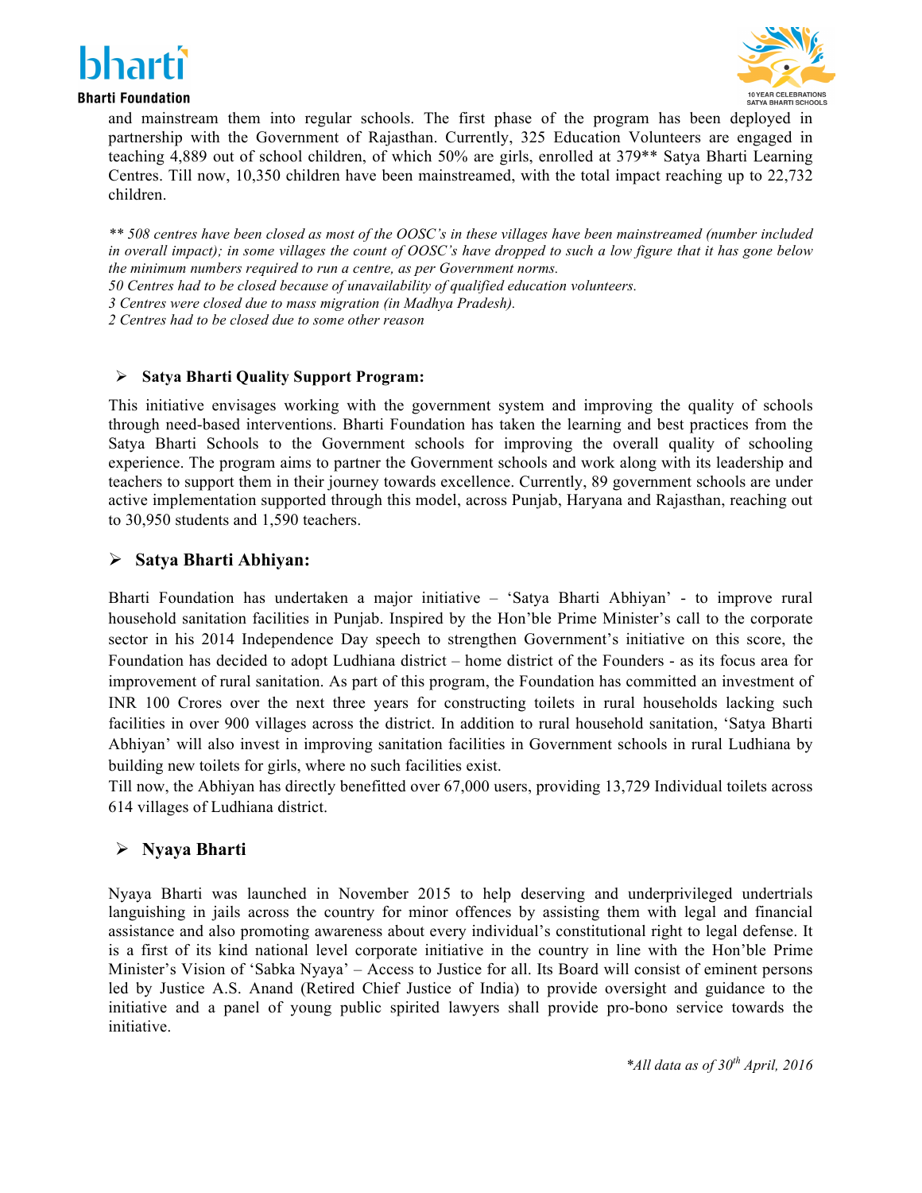and mainstream them into regular schools. The first phase of the program has been deployed in partnership with the Government of Rajasthan. Currently, 325 Education Volunteers are engaged in teaching 4,889 out of school children, of which 50% are girls, enrolled at 379** Satya Bharti Learning Centres. Till now, 10,350 children have been mainstreamed, with the total impact reaching up to 22,732 children.

*** 508 centres have been closed as most of the OOSC's in these villages have been mainstreamed (number included in overall impact); in some villages the count of OOSC's have dropped to such a low figure that it has gone below the minimum numbers required to run a centre, as per Government norms.*
*50 Centres had to be closed because of unavailability of qualified education volunteers.*
*3 Centres were closed due to mass migration (in Madhya Pradesh).*
*2 Centres had to be closed due to some other reason*

- **Satya Bharti Quality Support Program:**

This initiative envisages working with the government system and improving the quality of schools through need-based interventions. Bharti Foundation has taken the learning and best practices from the Satya Bharti Schools to the Government schools for improving the overall quality of schooling experience. The program aims to partner the Government schools and work along with its leadership and teachers to support them in their journey towards excellence. Currently, 89 government schools are under active implementation supported through this model, across Punjab, Haryana and Rajasthan, reaching out to 30,950 students and 1,590 teachers.

- **Satya Bharti Abhiyan:**

Bharti Foundation has undertaken a major initiative – 'Satya Bharti Abhiyan' - to improve rural household sanitation facilities in Punjab. Inspired by the Hon'ble Prime Minister's call to the corporate sector in his 2014 Independence Day speech to strengthen Government's initiative on this score, the Foundation has decided to adopt Ludhiana district – home district of the Founders - as its focus area for improvement of rural sanitation. As part of this program, the Foundation has committed an investment of INR 100 Crores over the next three years for constructing toilets in rural households lacking such facilities in over 900 villages across the district. In addition to rural household sanitation, 'Satya Bharti Abhiyan' will also invest in improving sanitation facilities in Government schools in rural Ludhiana by building new toilets for girls, where no such facilities exist.
Till now, the Abhiyan has directly benefitted over 67,000 users, providing 13,729 Individual toilets across 614 villages of Ludhiana district.

- **Nyaya Bharti**

Nyaya Bharti was launched in November 2015 to help deserving and underprivileged undertrials languishing in jails across the country for minor offences by assisting them with legal and financial assistance and also promoting awareness about every individual's constitutional right to legal defense. It is a first of its kind national level corporate initiative in the country in line with the Hon'ble Prime Minister's Vision of 'Sabka Nyaya' – Access to Justice for all. Its Board will consist of eminent persons led by Justice A.S. Anand (Retired Chief Justice of India) to provide oversight and guidance to the initiative and a panel of young public spirited lawyers shall provide pro-bono service towards the initiative.

*\*All data as of 30th April, 2016*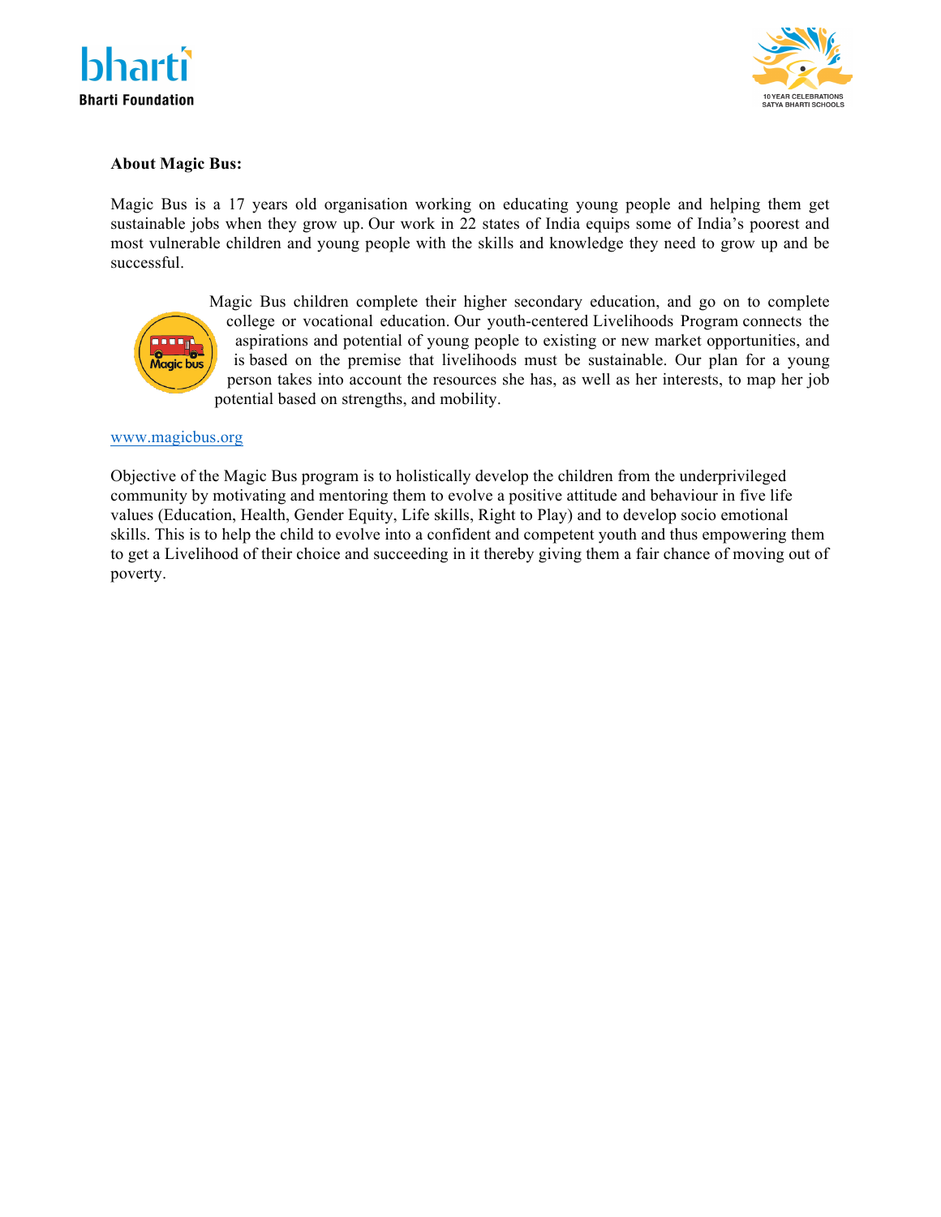**About Magic Bus:**

Magic Bus is a 17 years old organisation working on educating young people and helping them get sustainable jobs when they grow up. Our work in 22 states of India equips some of India's poorest and most vulnerable children and young people with the skills and knowledge they need to grow up and be successful.

Magic Bus children complete their higher secondary education, and go on to complete college or vocational education. Our youth-centered Livelihoods Program connects the aspirations and potential of young people to existing or new market opportunities, and is based on the premise that livelihoods must be sustainable. Our plan for a young person takes into account the resources she has, as well as her interests, to map her job potential based on strengths, and mobility.

www.magicbus.org

Objective of the Magic Bus program is to holistically develop the children from the underprivileged community by motivating and mentoring them to evolve a positive attitude and behaviour in five life values (Education, Health, Gender Equity, Life skills, Right to Play) and to develop socio emotional skills. This is to help the child to evolve into a confident and competent youth and thus empowering them to get a Livelihood of their choice and succeeding in it thereby giving them a fair chance of moving out of poverty.